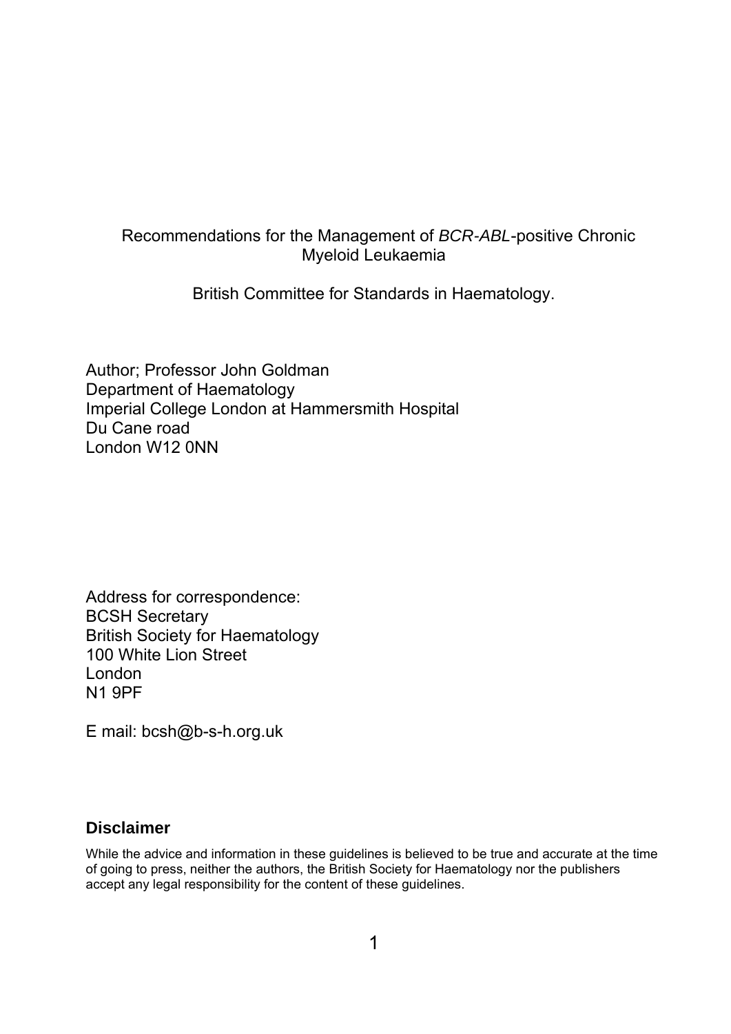# Recommendations for the Management of *BCR-ABL*-positive Chronic Myeloid Leukaemia

British Committee for Standards in Haematology.

Author; Professor John Goldman
Department of Haematology
Imperial College London at Hammersmith Hospital
Du Cane road
London W12 0NN

Address for correspondence:
BCSH Secretary
British Society for Haematology
100 White Lion Street
London
N1 9PF

E mail: bcsh@b-s-h.org.uk

## Disclaimer

While the advice and information in these guidelines is believed to be true and accurate at the time of going to press, neither the authors, the British Society for Haematology nor the publishers accept any legal responsibility for the content of these guidelines.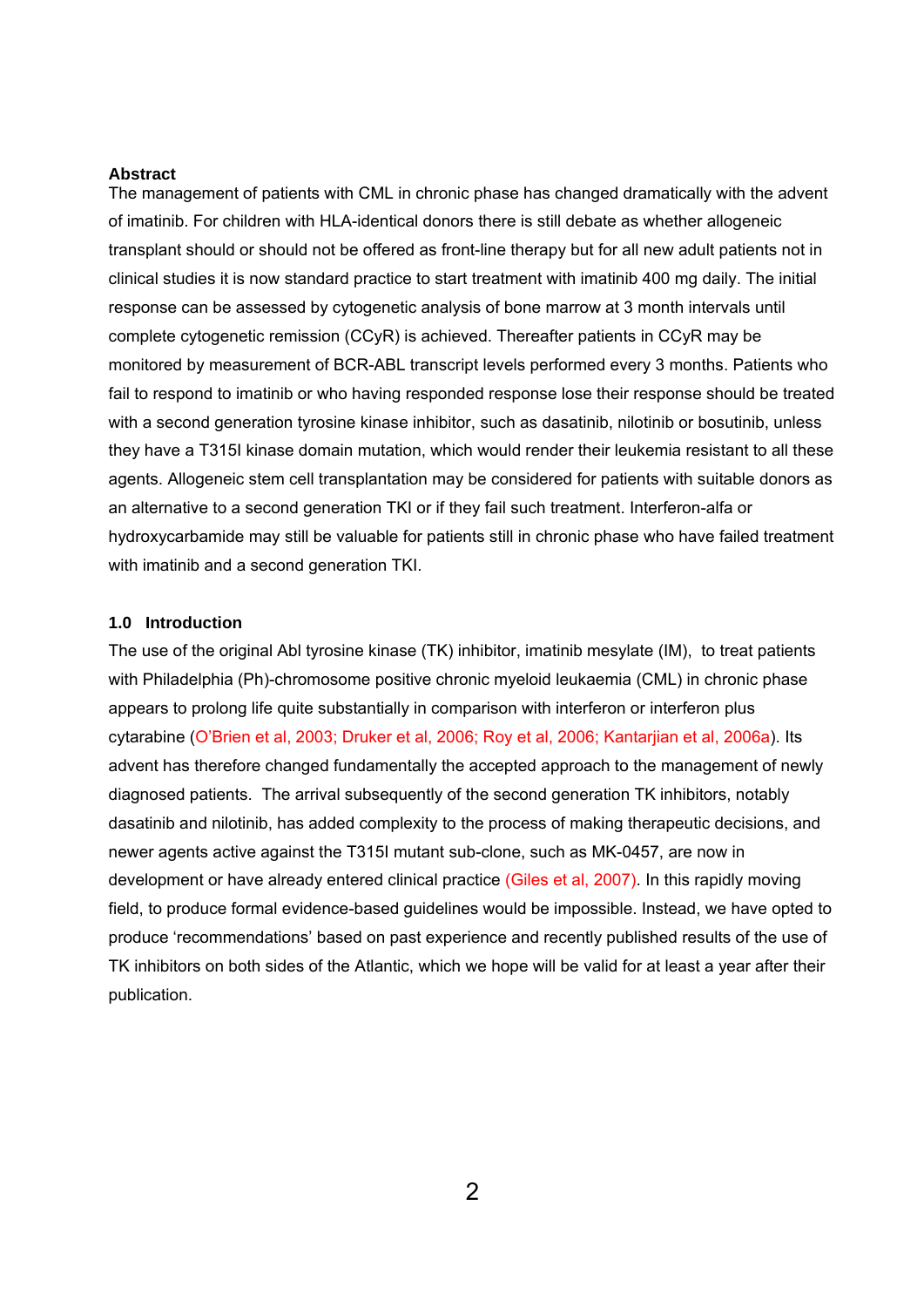**Abstract**

The management of patients with CML in chronic phase has changed dramatically with the advent of imatinib. For children with HLA-identical donors there is still debate as whether allogeneic transplant should or should not be offered as front-line therapy but for all new adult patients not in clinical studies it is now standard practice to start treatment with imatinib 400 mg daily. The initial response can be assessed by cytogenetic analysis of bone marrow at 3 month intervals until complete cytogenetic remission (CCyR) is achieved. Thereafter patients in CCyR may be monitored by measurement of BCR-ABL transcript levels performed every 3 months. Patients who fail to respond to imatinib or who having responded response lose their response should be treated with a second generation tyrosine kinase inhibitor, such as dasatinib, nilotinib or bosutinib, unless they have a T315I kinase domain mutation, which would render their leukemia resistant to all these agents. Allogeneic stem cell transplantation may be considered for patients with suitable donors as an alternative to a second generation TKI or if they fail such treatment. Interferon-alfa or hydroxycarbamide may still be valuable for patients still in chronic phase who have failed treatment with imatinib and a second generation TKI.

## 1.0 Introduction

The use of the original Abl tyrosine kinase (TK) inhibitor, imatinib mesylate (IM), to treat patients with Philadelphia (Ph)-chromosome positive chronic myeloid leukaemia (CML) in chronic phase appears to prolong life quite substantially in comparison with interferon or interferon plus cytarabine (O'Brien et al, 2003; Druker et al, 2006; Roy et al, 2006; Kantarjian et al, 2006a). Its advent has therefore changed fundamentally the accepted approach to the management of newly diagnosed patients. The arrival subsequently of the second generation TK inhibitors, notably dasatinib and nilotinib, has added complexity to the process of making therapeutic decisions, and newer agents active against the T315I mutant sub-clone, such as MK-0457, are now in development or have already entered clinical practice (Giles et al, 2007). In this rapidly moving field, to produce formal evidence-based guidelines would be impossible. Instead, we have opted to produce 'recommendations' based on past experience and recently published results of the use of TK inhibitors on both sides of the Atlantic, which we hope will be valid for at least a year after their publication.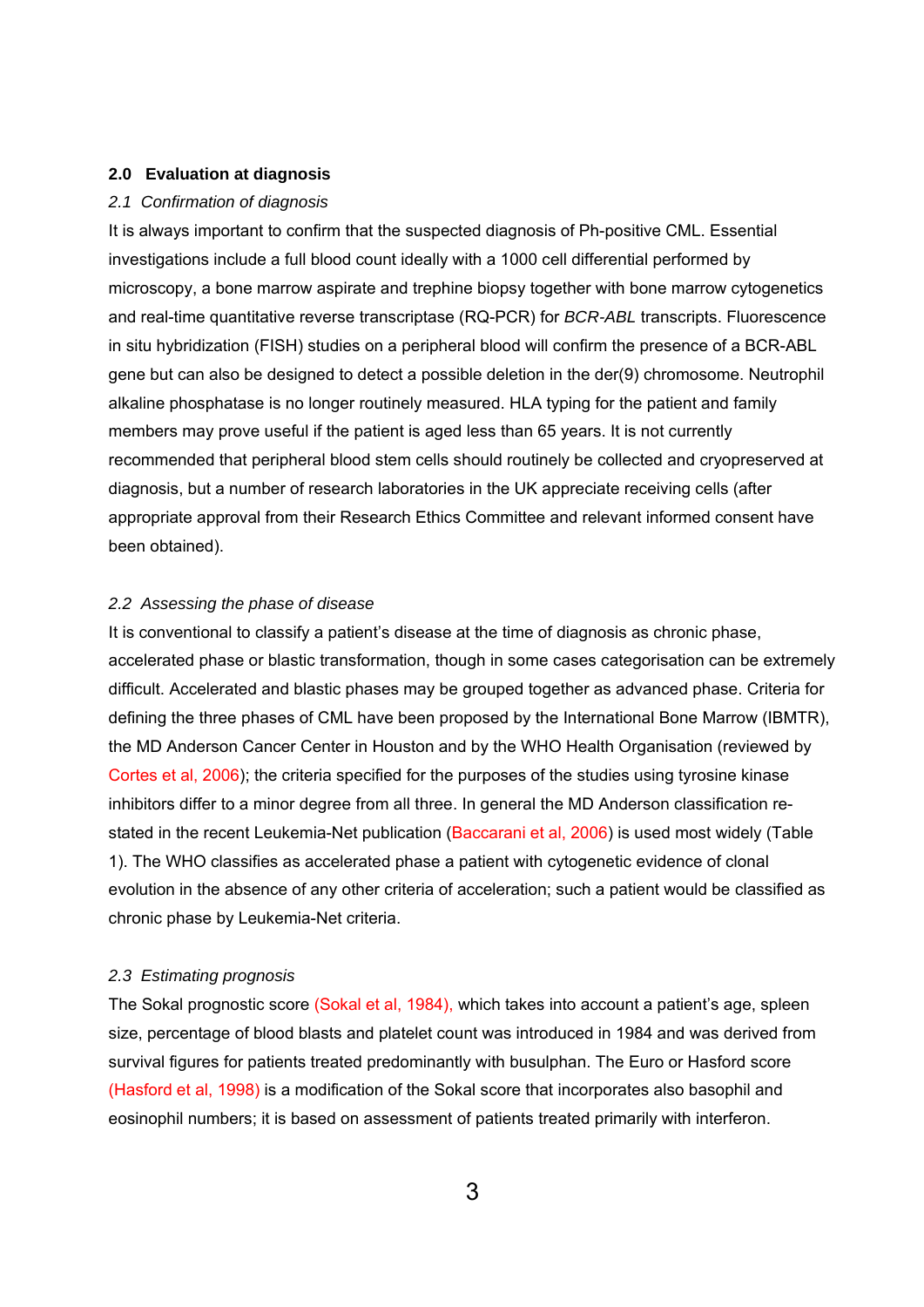## 2.0 Evaluation at diagnosis

### *2.1 Confirmation of diagnosis*

It is always important to confirm that the suspected diagnosis of Ph-positive CML. Essential investigations include a full blood count ideally with a 1000 cell differential performed by microscopy, a bone marrow aspirate and trephine biopsy together with bone marrow cytogenetics and real-time quantitative reverse transcriptase (RQ-PCR) for *BCR-ABL* transcripts. Fluorescence in situ hybridization (FISH) studies on a peripheral blood will confirm the presence of a BCR-ABL gene but can also be designed to detect a possible deletion in the der(9) chromosome. Neutrophil alkaline phosphatase is no longer routinely measured. HLA typing for the patient and family members may prove useful if the patient is aged less than 65 years. It is not currently recommended that peripheral blood stem cells should routinely be collected and cryopreserved at diagnosis, but a number of research laboratories in the UK appreciate receiving cells (after appropriate approval from their Research Ethics Committee and relevant informed consent have been obtained).

### *2.2 Assessing the phase of disease*

It is conventional to classify a patient's disease at the time of diagnosis as chronic phase, accelerated phase or blastic transformation, though in some cases categorisation can be extremely difficult. Accelerated and blastic phases may be grouped together as advanced phase. Criteria for defining the three phases of CML have been proposed by the International Bone Marrow (IBMTR), the MD Anderson Cancer Center in Houston and by the WHO Health Organisation (reviewed by Cortes et al, 2006); the criteria specified for the purposes of the studies using tyrosine kinase inhibitors differ to a minor degree from all three. In general the MD Anderson classification re-stated in the recent Leukemia-Net publication (Baccarani et al, 2006) is used most widely (Table 1). The WHO classifies as accelerated phase a patient with cytogenetic evidence of clonal evolution in the absence of any other criteria of acceleration; such a patient would be classified as chronic phase by Leukemia-Net criteria.

### *2.3 Estimating prognosis*

The Sokal prognostic score (Sokal et al, 1984), which takes into account a patient's age, spleen size, percentage of blood blasts and platelet count was introduced in 1984 and was derived from survival figures for patients treated predominantly with busulphan. The Euro or Hasford score (Hasford et al, 1998) is a modification of the Sokal score that incorporates also basophil and eosinophil numbers; it is based on assessment of patients treated primarily with interferon.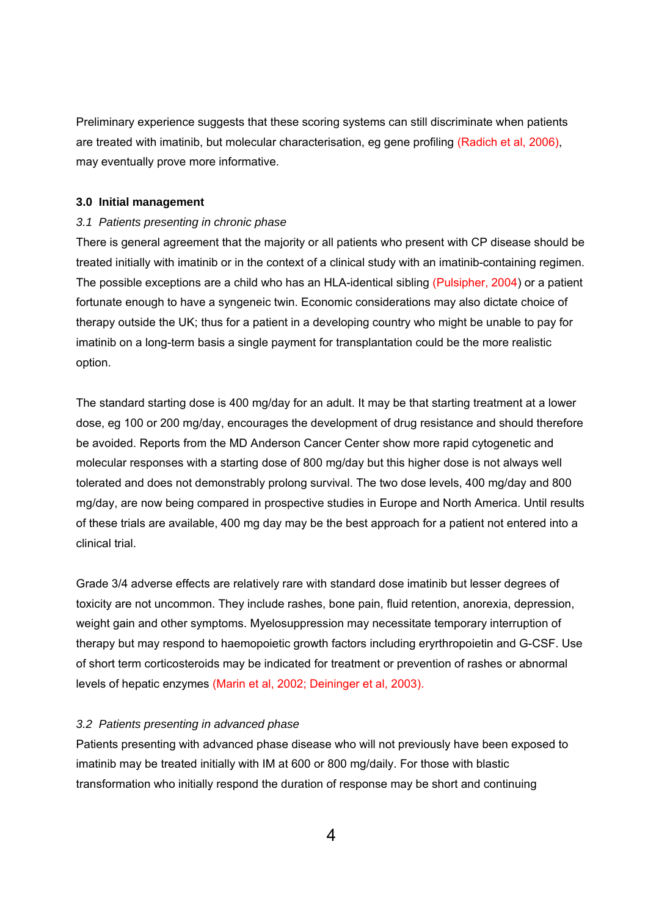Preliminary experience suggests that these scoring systems can still discriminate when patients are treated with imatinib, but molecular characterisation, eg gene profiling (Radich et al, 2006), may eventually prove more informative.

## 3.0 Initial management

### *3.1 Patients presenting in chronic phase*

There is general agreement that the majority or all patients who present with CP disease should be treated initially with imatinib or in the context of a clinical study with an imatinib-containing regimen. The possible exceptions are a child who has an HLA-identical sibling (Pulsipher, 2004) or a patient fortunate enough to have a syngeneic twin. Economic considerations may also dictate choice of therapy outside the UK; thus for a patient in a developing country who might be unable to pay for imatinib on a long-term basis a single payment for transplantation could be the more realistic option.

The standard starting dose is 400 mg/day for an adult. It may be that starting treatment at a lower dose, eg 100 or 200 mg/day, encourages the development of drug resistance and should therefore be avoided. Reports from the MD Anderson Cancer Center show more rapid cytogenetic and molecular responses with a starting dose of 800 mg/day but this higher dose is not always well tolerated and does not demonstrably prolong survival. The two dose levels, 400 mg/day and 800 mg/day, are now being compared in prospective studies in Europe and North America. Until results of these trials are available, 400 mg day may be the best approach for a patient not entered into a clinical trial.

Grade 3/4 adverse effects are relatively rare with standard dose imatinib but lesser degrees of toxicity are not uncommon. They include rashes, bone pain, fluid retention, anorexia, depression, weight gain and other symptoms. Myelosuppression may necessitate temporary interruption of therapy but may respond to haemopoietic growth factors including eryrthropoietin and G-CSF. Use of short term corticosteroids may be indicated for treatment or prevention of rashes or abnormal levels of hepatic enzymes (Marin et al, 2002; Deininger et al, 2003).

### *3.2 Patients presenting in advanced phase*

Patients presenting with advanced phase disease who will not previously have been exposed to imatinib may be treated initially with IM at 600 or 800 mg/daily. For those with blastic transformation who initially respond the duration of response may be short and continuing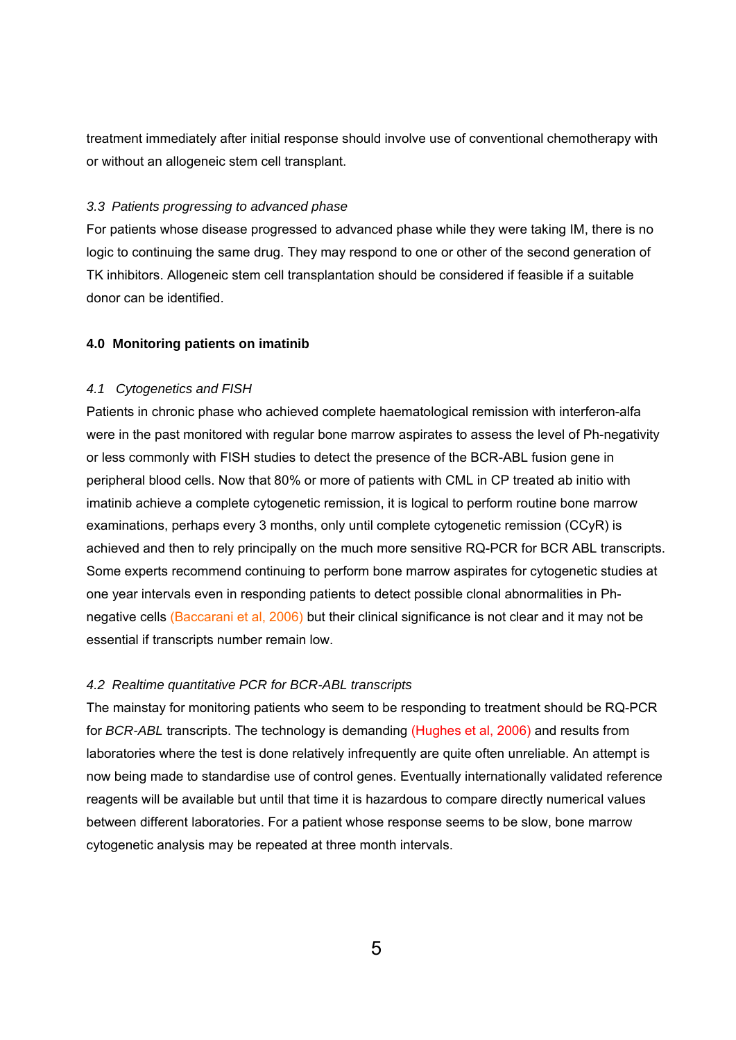treatment immediately after initial response should involve use of conventional chemotherapy with or without an allogeneic stem cell transplant.

### *3.3 Patients progressing to advanced phase*

For patients whose disease progressed to advanced phase while they were taking IM, there is no logic to continuing the same drug. They may respond to one or other of the second generation of TK inhibitors. Allogeneic stem cell transplantation should be considered if feasible if a suitable donor can be identified.

## 4.0 Monitoring patients on imatinib

### *4.1 Cytogenetics and FISH*

Patients in chronic phase who achieved complete haematological remission with interferon-alfa were in the past monitored with regular bone marrow aspirates to assess the level of Ph-negativity or less commonly with FISH studies to detect the presence of the BCR-ABL fusion gene in peripheral blood cells. Now that 80% or more of patients with CML in CP treated ab initio with imatinib achieve a complete cytogenetic remission, it is logical to perform routine bone marrow examinations, perhaps every 3 months, only until complete cytogenetic remission (CCyR) is achieved and then to rely principally on the much more sensitive RQ-PCR for BCR ABL transcripts. Some experts recommend continuing to perform bone marrow aspirates for cytogenetic studies at one year intervals even in responding patients to detect possible clonal abnormalities in Ph-negative cells (Baccarani et al, 2006) but their clinical significance is not clear and it may not be essential if transcripts number remain low.

### *4.2 Realtime quantitative PCR for BCR-ABL transcripts*

The mainstay for monitoring patients who seem to be responding to treatment should be RQ-PCR for *BCR-ABL* transcripts. The technology is demanding (Hughes et al, 2006) and results from laboratories where the test is done relatively infrequently are quite often unreliable. An attempt is now being made to standardise use of control genes. Eventually internationally validated reference reagents will be available but until that time it is hazardous to compare directly numerical values between different laboratories. For a patient whose response seems to be slow, bone marrow cytogenetic analysis may be repeated at three month intervals.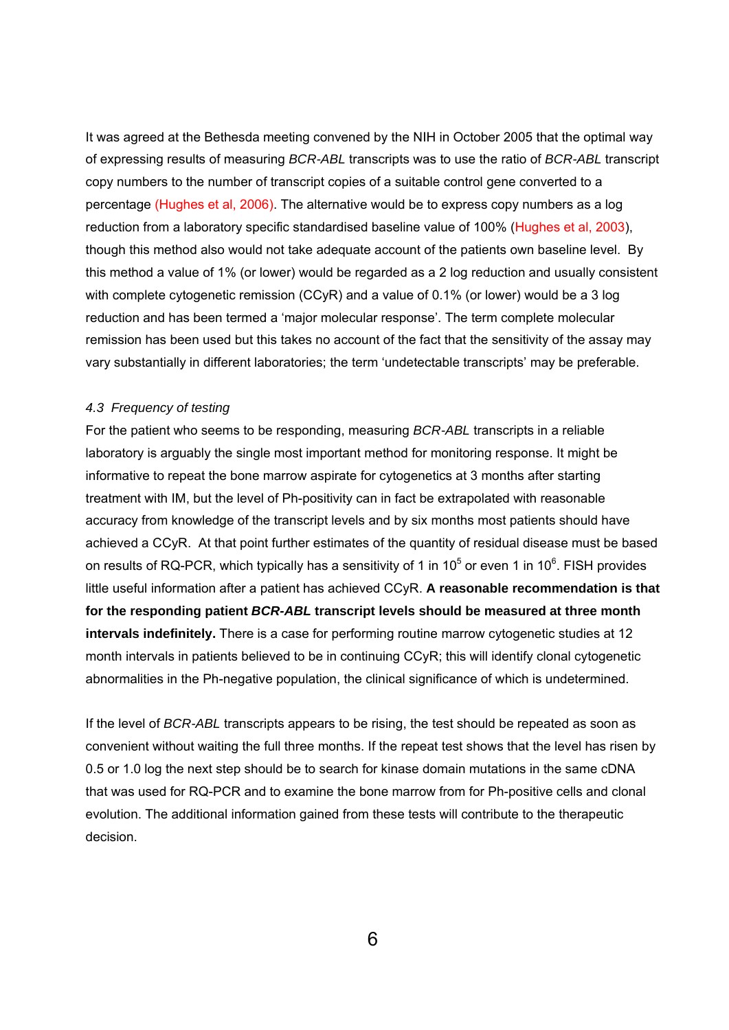It was agreed at the Bethesda meeting convened by the NIH in October 2005 that the optimal way of expressing results of measuring *BCR-ABL* transcripts was to use the ratio of *BCR-ABL* transcript copy numbers to the number of transcript copies of a suitable control gene converted to a percentage (Hughes et al, 2006). The alternative would be to express copy numbers as a log reduction from a laboratory specific standardised baseline value of 100% (Hughes et al, 2003), though this method also would not take adequate account of the patients own baseline level. By this method a value of 1% (or lower) would be regarded as a 2 log reduction and usually consistent with complete cytogenetic remission (CCyR) and a value of 0.1% (or lower) would be a 3 log reduction and has been termed a 'major molecular response'. The term complete molecular remission has been used but this takes no account of the fact that the sensitivity of the assay may vary substantially in different laboratories; the term 'undetectable transcripts' may be preferable.

### *4.3 Frequency of testing*

For the patient who seems to be responding, measuring *BCR-ABL* transcripts in a reliable laboratory is arguably the single most important method for monitoring response. It might be informative to repeat the bone marrow aspirate for cytogenetics at 3 months after starting treatment with IM, but the level of Ph-positivity can in fact be extrapolated with reasonable accuracy from knowledge of the transcript levels and by six months most patients should have achieved a CCyR. At that point further estimates of the quantity of residual disease must be based on results of RQ-PCR, which typically has a sensitivity of 1 in $10^5$ or even 1 in $10^6$. FISH provides little useful information after a patient has achieved CCyR. **A reasonable recommendation is that for the responding patient *BCR-ABL* transcript levels should be measured at three month intervals indefinitely.** There is a case for performing routine marrow cytogenetic studies at 12 month intervals in patients believed to be in continuing CCyR; this will identify clonal cytogenetic abnormalities in the Ph-negative population, the clinical significance of which is undetermined.

If the level of *BCR-ABL* transcripts appears to be rising, the test should be repeated as soon as convenient without waiting the full three months. If the repeat test shows that the level has risen by 0.5 or 1.0 log the next step should be to search for kinase domain mutations in the same cDNA that was used for RQ-PCR and to examine the bone marrow from for Ph-positive cells and clonal evolution. The additional information gained from these tests will contribute to the therapeutic decision.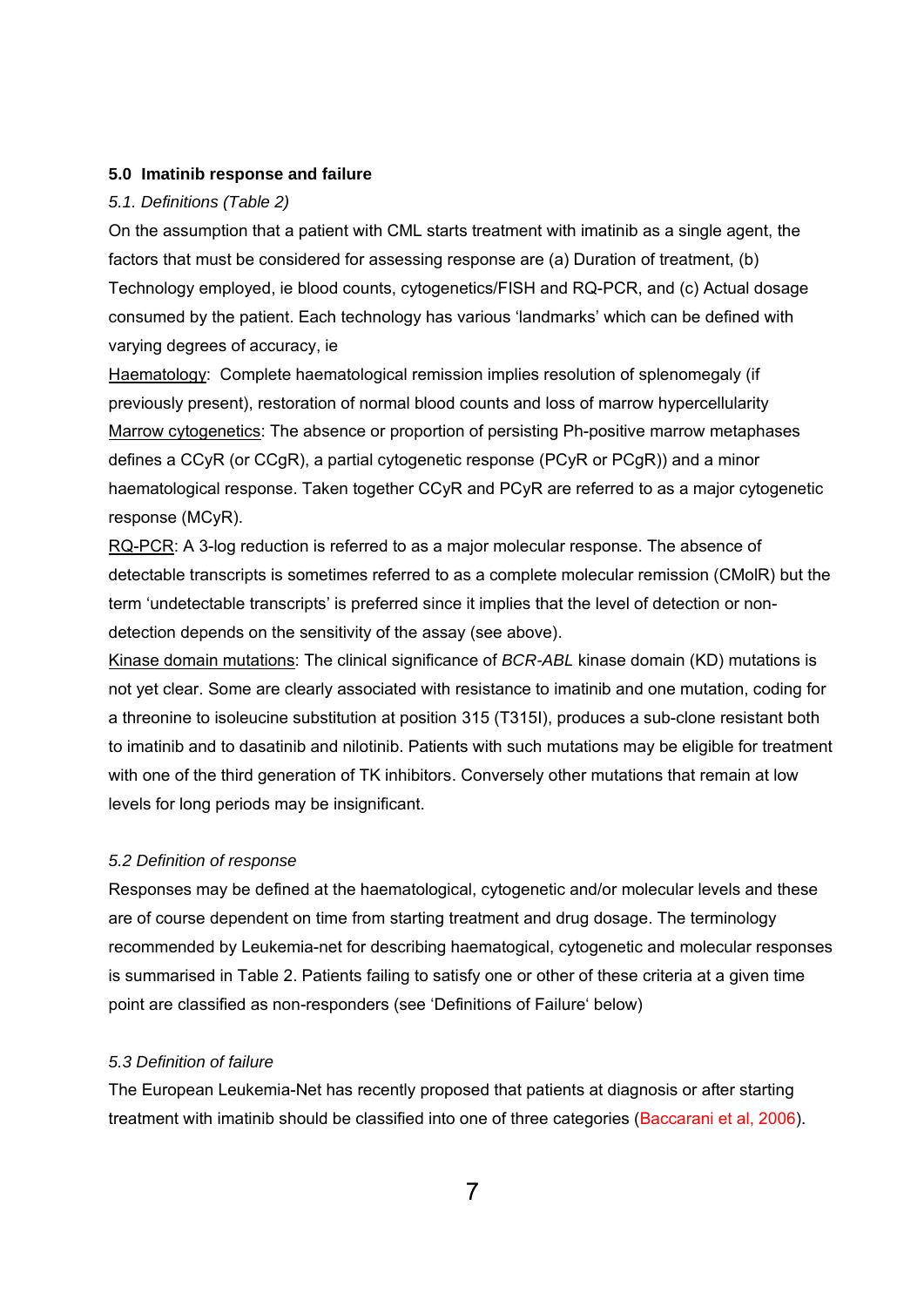## 5.0 Imatinib response and failure

*5.1. Definitions (Table 2)*

On the assumption that a patient with CML starts treatment with imatinib as a single agent, the factors that must be considered for assessing response are (a) Duration of treatment, (b) Technology employed, ie blood counts, cytogenetics/FISH and RQ-PCR, and (c) Actual dosage consumed by the patient. Each technology has various 'landmarks' which can be defined with varying degrees of accuracy, ie

Haematology: Complete haematological remission implies resolution of splenomegaly (if previously present), restoration of normal blood counts and loss of marrow hypercellularity

Marrow cytogenetics: The absence or proportion of persisting Ph-positive marrow metaphases defines a CCyR (or CCgR), a partial cytogenetic response (PCyR or PCgR)) and a minor haematological response. Taken together CCyR and PCyR are referred to as a major cytogenetic response (MCyR).

RQ-PCR: A 3-log reduction is referred to as a major molecular response. The absence of detectable transcripts is sometimes referred to as a complete molecular remission (CMolR) but the term 'undetectable transcripts' is preferred since it implies that the level of detection or non-detection depends on the sensitivity of the assay (see above).

Kinase domain mutations: The clinical significance of *BCR-ABL* kinase domain (KD) mutations is not yet clear. Some are clearly associated with resistance to imatinib and one mutation, coding for a threonine to isoleucine substitution at position 315 (T315I), produces a sub-clone resistant both to imatinib and to dasatinib and nilotinib. Patients with such mutations may be eligible for treatment with one of the third generation of TK inhibitors. Conversely other mutations that remain at low levels for long periods may be insignificant.

*5.2 Definition of response*

Responses may be defined at the haematological, cytogenetic and/or molecular levels and these are of course dependent on time from starting treatment and drug dosage. The terminology recommended by Leukemia-net for describing haematogical, cytogenetic and molecular responses is summarised in Table 2. Patients failing to satisfy one or other of these criteria at a given time point are classified as non-responders (see 'Definitions of Failure' below)

*5.3 Definition of failure*

The European Leukemia-Net has recently proposed that patients at diagnosis or after starting treatment with imatinib should be classified into one of three categories (Baccarani et al, 2006).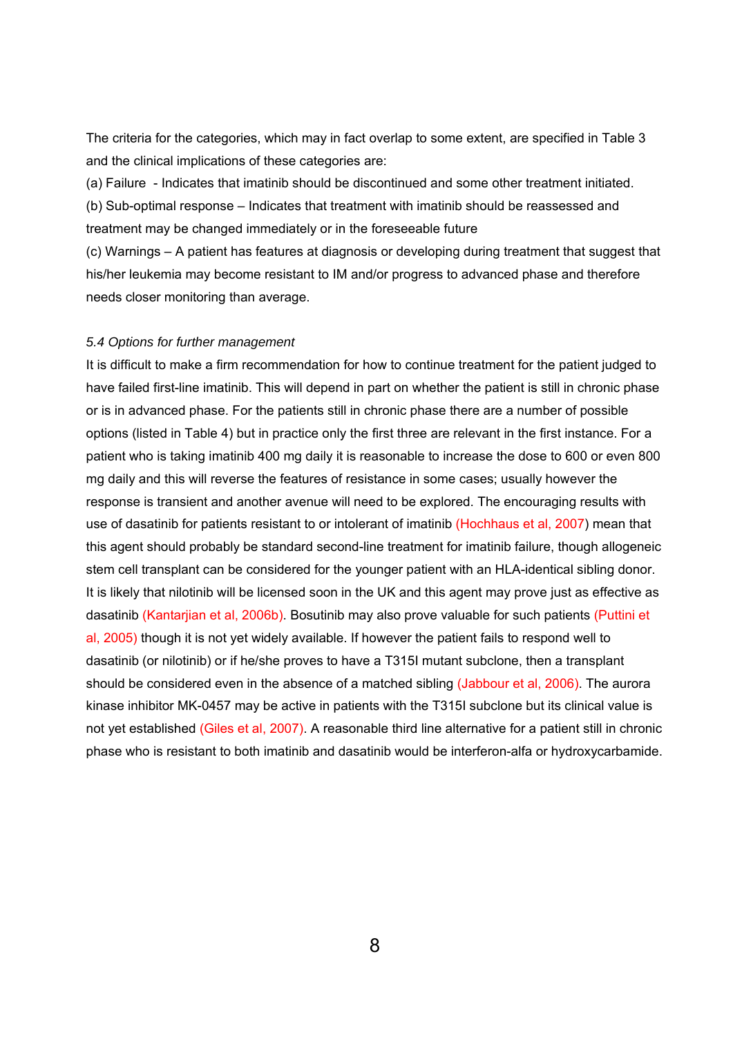The criteria for the categories, which may in fact overlap to some extent, are specified in Table 3 and the clinical implications of these categories are:

(a) Failure - Indicates that imatinib should be discontinued and some other treatment initiated.

(b) Sub-optimal response – Indicates that treatment with imatinib should be reassessed and treatment may be changed immediately or in the foreseeable future

(c) Warnings – A patient has features at diagnosis or developing during treatment that suggest that his/her leukemia may become resistant to IM and/or progress to advanced phase and therefore needs closer monitoring than average.

*5.4 Options for further management*

It is difficult to make a firm recommendation for how to continue treatment for the patient judged to have failed first-line imatinib. This will depend in part on whether the patient is still in chronic phase or is in advanced phase. For the patients still in chronic phase there are a number of possible options (listed in Table 4) but in practice only the first three are relevant in the first instance. For a patient who is taking imatinib 400 mg daily it is reasonable to increase the dose to 600 or even 800 mg daily and this will reverse the features of resistance in some cases; usually however the response is transient and another avenue will need to be explored. The encouraging results with use of dasatinib for patients resistant to or intolerant of imatinib (Hochhaus et al, 2007) mean that this agent should probably be standard second-line treatment for imatinib failure, though allogeneic stem cell transplant can be considered for the younger patient with an HLA-identical sibling donor. It is likely that nilotinib will be licensed soon in the UK and this agent may prove just as effective as dasatinib (Kantarjian et al, 2006b). Bosutinib may also prove valuable for such patients (Puttini et al, 2005) though it is not yet widely available. If however the patient fails to respond well to dasatinib (or nilotinib) or if he/she proves to have a T315I mutant subclone, then a transplant should be considered even in the absence of a matched sibling (Jabbour et al, 2006). The aurora kinase inhibitor MK-0457 may be active in patients with the T315I subclone but its clinical value is not yet established (Giles et al, 2007). A reasonable third line alternative for a patient still in chronic phase who is resistant to both imatinib and dasatinib would be interferon-alfa or hydroxycarbamide.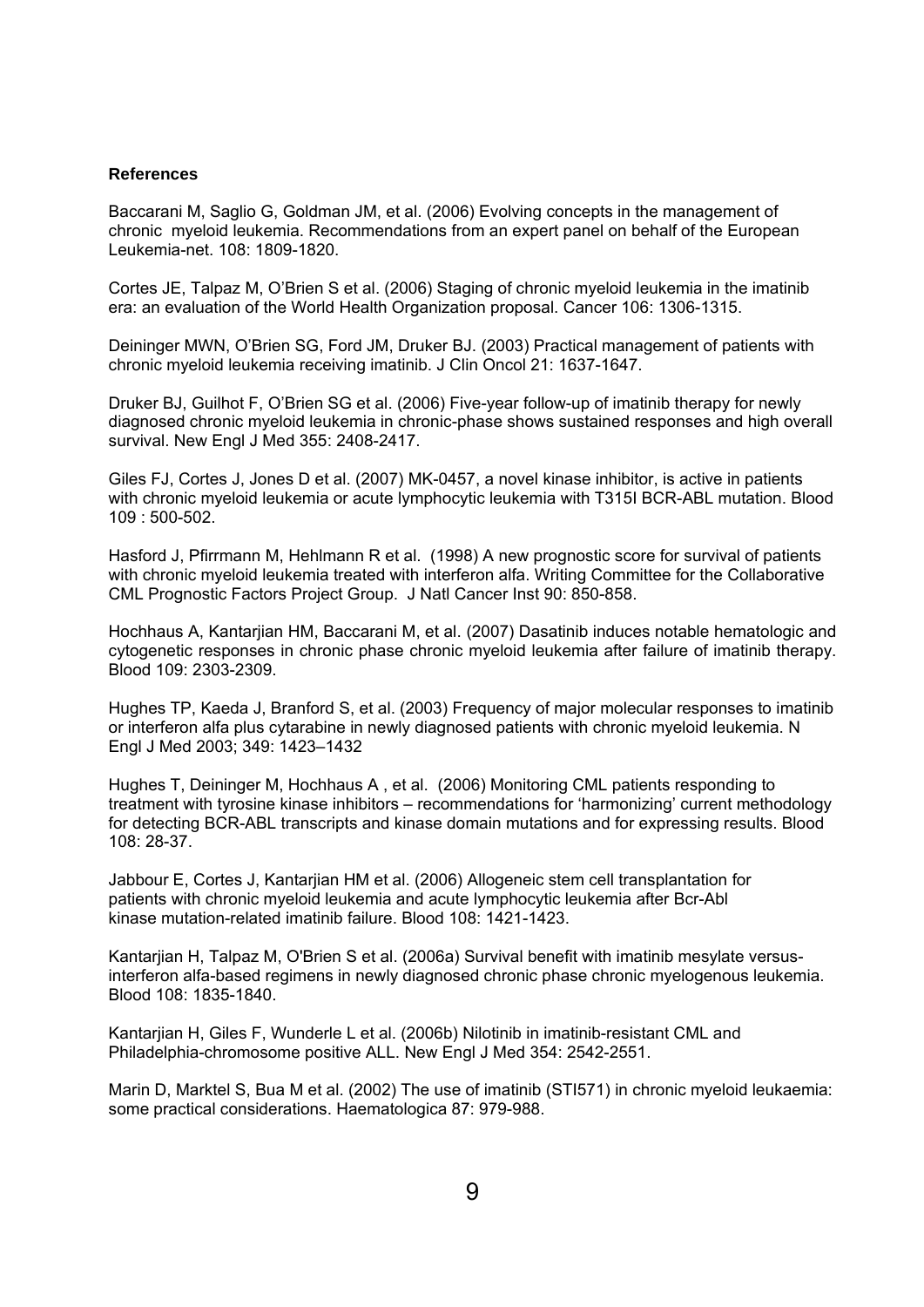**References**

Baccarani M, Saglio G, Goldman JM, et al. (2006) Evolving concepts in the management of chronic myeloid leukemia. Recommendations from an expert panel on behalf of the European Leukemia-net. 108: 1809-1820.

Cortes JE, Talpaz M, O'Brien S et al. (2006) Staging of chronic myeloid leukemia in the imatinib era: an evaluation of the World Health Organization proposal. Cancer 106: 1306-1315.

Deininger MWN, O'Brien SG, Ford JM, Druker BJ. (2003) Practical management of patients with chronic myeloid leukemia receiving imatinib. J Clin Oncol 21: 1637-1647.

Druker BJ, Guilhot F, O'Brien SG et al. (2006) Five-year follow-up of imatinib therapy for newly diagnosed chronic myeloid leukemia in chronic-phase shows sustained responses and high overall survival. New Engl J Med 355: 2408-2417.

Giles FJ, Cortes J, Jones D et al. (2007) MK-0457, a novel kinase inhibitor, is active in patients with chronic myeloid leukemia or acute lymphocytic leukemia with T315I BCR-ABL mutation. Blood 109 : 500-502.

Hasford J, Pfirrmann M, Hehlmann R et al. (1998) A new prognostic score for survival of patients with chronic myeloid leukemia treated with interferon alfa. Writing Committee for the Collaborative CML Prognostic Factors Project Group. J Natl Cancer Inst 90: 850-858.

Hochhaus A, Kantarjian HM, Baccarani M, et al. (2007) Dasatinib induces notable hematologic and cytogenetic responses in chronic phase chronic myeloid leukemia after failure of imatinib therapy. Blood 109: 2303-2309.

Hughes TP, Kaeda J, Branford S, et al. (2003) Frequency of major molecular responses to imatinib or interferon alfa plus cytarabine in newly diagnosed patients with chronic myeloid leukemia. N Engl J Med 2003; 349: 1423–1432

Hughes T, Deininger M, Hochhaus A , et al. (2006) Monitoring CML patients responding to treatment with tyrosine kinase inhibitors – recommendations for 'harmonizing' current methodology for detecting BCR-ABL transcripts and kinase domain mutations and for expressing results. Blood 108: 28-37.

Jabbour E, Cortes J, Kantarjian HM et al. (2006) Allogeneic stem cell transplantation for patients with chronic myeloid leukemia and acute lymphocytic leukemia after Bcr-Abl kinase mutation-related imatinib failure. Blood 108: 1421-1423.

Kantarjian H, Talpaz M, O'Brien S et al. (2006a) Survival benefit with imatinib mesylate versus-interferon alfa-based regimens in newly diagnosed chronic phase chronic myelogenous leukemia. Blood 108: 1835-1840.

Kantarjian H, Giles F, Wunderle L et al. (2006b) Nilotinib in imatinib-resistant CML and Philadelphia-chromosome positive ALL. New Engl J Med 354: 2542-2551.

Marin D, Marktel S, Bua M et al. (2002) The use of imatinib (STI571) in chronic myeloid leukaemia: some practical considerations. Haematologica 87: 979-988.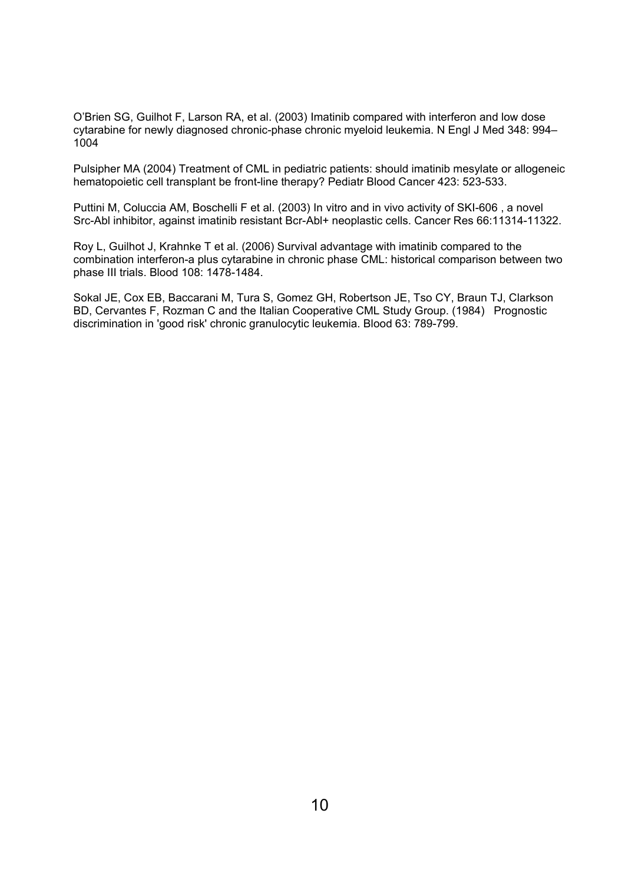O'Brien SG, Guilhot F, Larson RA, et al. (2003) Imatinib compared with interferon and low dose cytarabine for newly diagnosed chronic-phase chronic myeloid leukemia. N Engl J Med 348: 994–1004

Pulsipher MA (2004) Treatment of CML in pediatric patients: should imatinib mesylate or allogeneic hematopoietic cell transplant be front-line therapy? Pediatr Blood Cancer 423: 523-533.

Puttini M, Coluccia AM, Boschelli F et al. (2003) In vitro and in vivo activity of SKI-606 , a novel Src-Abl inhibitor, against imatinib resistant Bcr-Abl+ neoplastic cells. Cancer Res 66:11314-11322.

Roy L, Guilhot J, Krahnke T et al. (2006) Survival advantage with imatinib compared to the combination interferon-a plus cytarabine in chronic phase CML: historical comparison between two phase III trials. Blood 108: 1478-1484.

Sokal JE, Cox EB, Baccarani M, Tura S, Gomez GH, Robertson JE, Tso CY, Braun TJ, Clarkson BD, Cervantes F, Rozman C and the Italian Cooperative CML Study Group. (1984) Prognostic discrimination in 'good risk' chronic granulocytic leukemia. Blood 63: 789-799.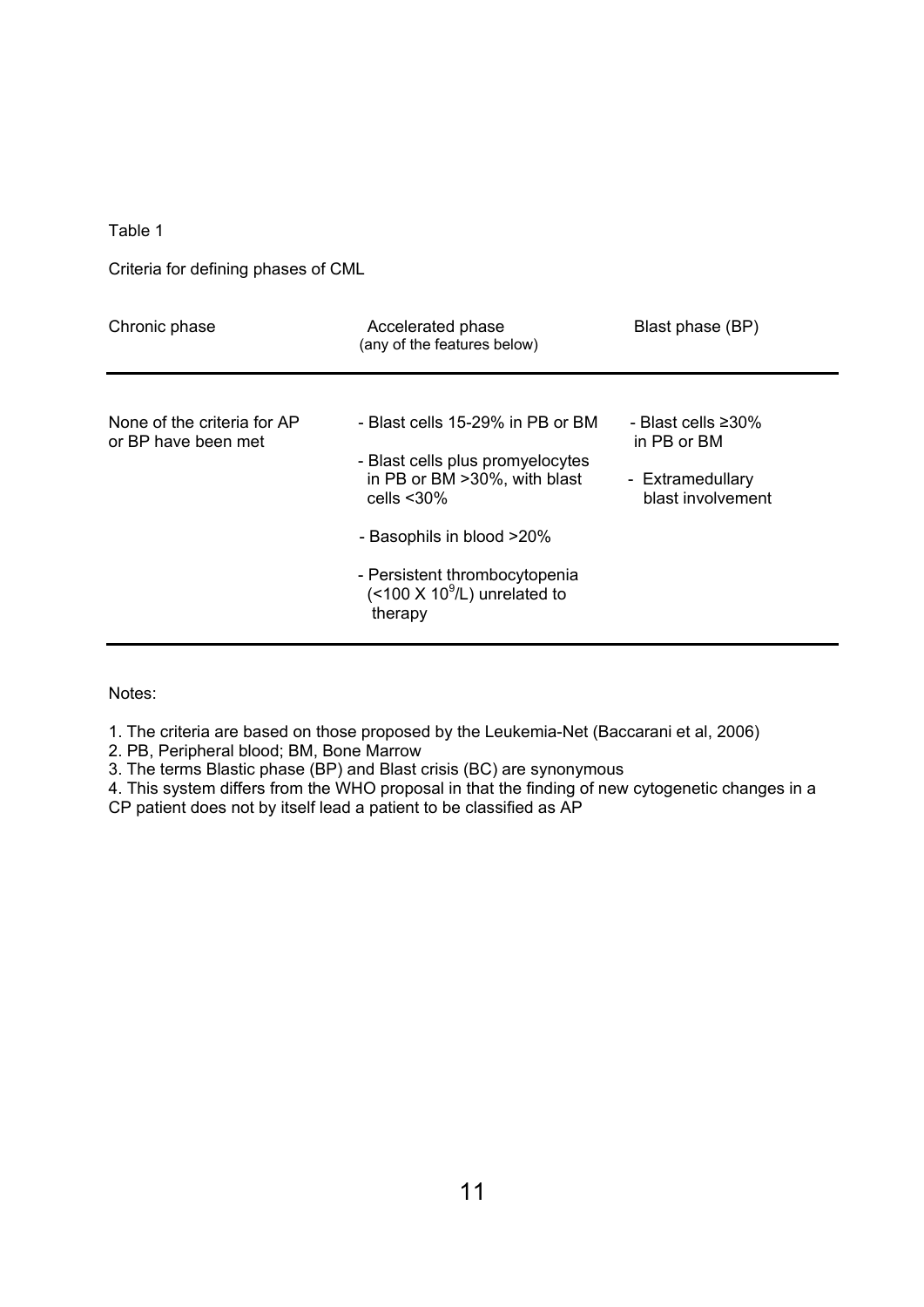Table 1

Criteria for defining phases of CML

| Chronic phase | Accelerated phase (any of the features below) | Blast phase (BP) |
| --- | --- | --- |
| None of the criteria for AP or BP have been met | - Blast cells 15-29% in PB or BM<br>- Blast cells plus promyelocytes in PB or BM >30%, with blast cells <30%<br>- Basophils in blood >20%<br>- Persistent thrombocytopenia (<100 X $10^9$/L) unrelated to therapy | - Blast cells ≥30% in PB or BM<br>- Extramedullary blast involvement |

Notes:

1. The criteria are based on those proposed by the Leukemia-Net (Baccarani et al, 2006)
2. PB, Peripheral blood; BM, Bone Marrow
3. The terms Blastic phase (BP) and Blast crisis (BC) are synonymous
4. This system differs from the WHO proposal in that the finding of new cytogenetic changes in a CP patient does not by itself lead a patient to be classified as AP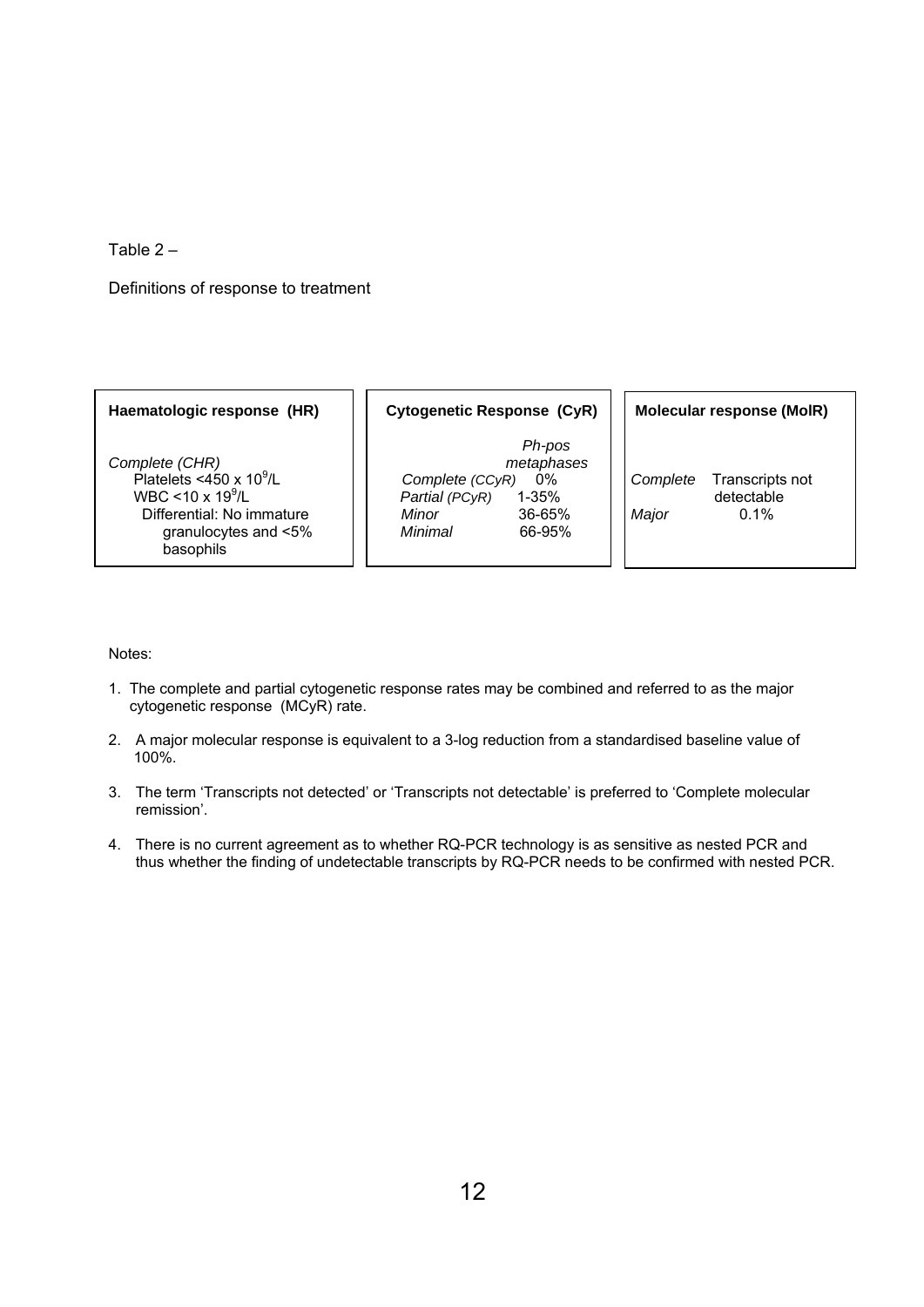Table 2 –

Definitions of response to treatment

| Haematologic response (HR) | Cytogenetic Response (CyR) | | Molecular response (MolR) | |
|---|---|---|---|---|
| | | *Ph-pos metaphases* | | |
| *Complete (CHR)* | *Complete (CCyR)* | 0% | *Complete* | Transcripts not detectable |
| Platelets <450 x $10^9$/L | *Partial (PCyR)* | 1-35% | *Major* | 0.1% |
| WBC <10 x $19^9$/L | *Minor* | 36-65% | | |
| Differential: No immature granulocytes and <5% basophils | *Minimal* | 66-95% | | |

Notes:

1. The complete and partial cytogenetic response rates may be combined and referred to as the major cytogenetic response (MCyR) rate.
2. A major molecular response is equivalent to a 3-log reduction from a standardised baseline value of 100%.
3. The term 'Transcripts not detected' or 'Transcripts not detectable' is preferred to 'Complete molecular remission'.
4. There is no current agreement as to whether RQ-PCR technology is as sensitive as nested PCR and thus whether the finding of undetectable transcripts by RQ-PCR needs to be confirmed with nested PCR.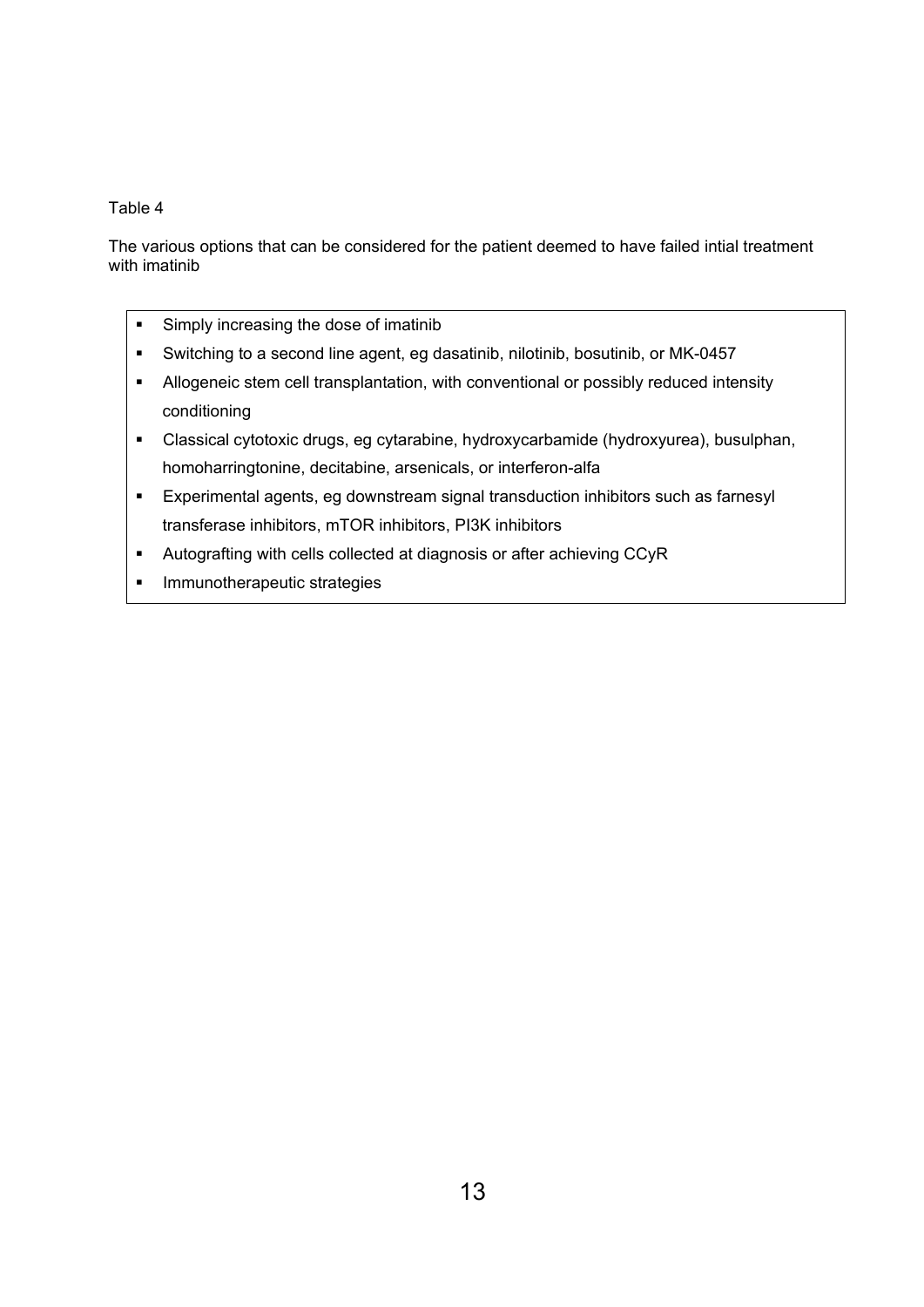Table 4

The various options that can be considered for the patient deemed to have failed intial treatment with imatinib

- Simply increasing the dose of imatinib
- Switching to a second line agent, eg dasatinib, nilotinib, bosutinib, or MK-0457
- Allogeneic stem cell transplantation, with conventional or possibly reduced intensity conditioning
- Classical cytotoxic drugs, eg cytarabine, hydroxycarbamide (hydroxyurea), busulphan, homoharringtonine, decitabine, arsenicals, or interferon-alfa
- Experimental agents, eg downstream signal transduction inhibitors such as farnesyl transferase inhibitors, mTOR inhibitors, PI3K inhibitors
- Autografting with cells collected at diagnosis or after achieving CCyR
- Immunotherapeutic strategies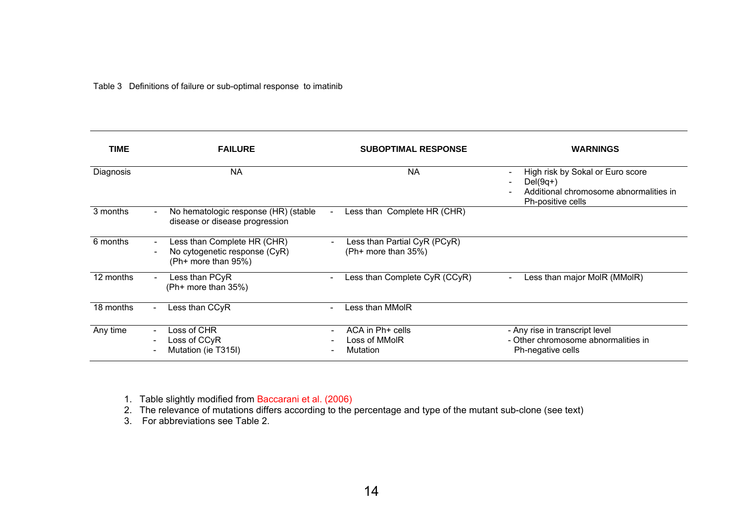Table 3 Definitions of failure or sub-optimal response to imatinib

| TIME | FAILURE | SUBOPTIMAL RESPONSE | WARNINGS |
|---|---|---|---|
| Diagnosis | NA | NA | - High risk by Sokal or Euro score<br>- Del(9q+)<br>- Additional chromosome abnormalities in Ph-positive cells |
| 3 months | - No hematologic response (HR) (stable disease or disease progression | - Less than Complete HR (CHR) | |
| 6 months | - Less than Complete HR (CHR)<br>- No cytogenetic response (CyR) (Ph+ more than 95%) | - Less than Partial CyR (PCyR) (Ph+ more than 35%) | |
| 12 months | - Less than PCyR (Ph+ more than 35%) | - Less than Complete CyR (CCyR) | - Less than major MolR (MMolR) |
| 18 months | - Less than CCyR | - Less than MMolR | |
| Any time | - Loss of CHR<br>- Loss of CCyR<br>- Mutation (ie T315I) | - ACA in Ph+ cells<br>- Loss of MMolR<br>- Mutation | - Any rise in transcript level<br>- Other chromosome abnormalities in Ph-negative cells |

1. Table slightly modified from Baccarani et al. (2006)
2. The relevance of mutations differs according to the percentage and type of the mutant sub-clone (see text)
3. For abbreviations see Table 2.